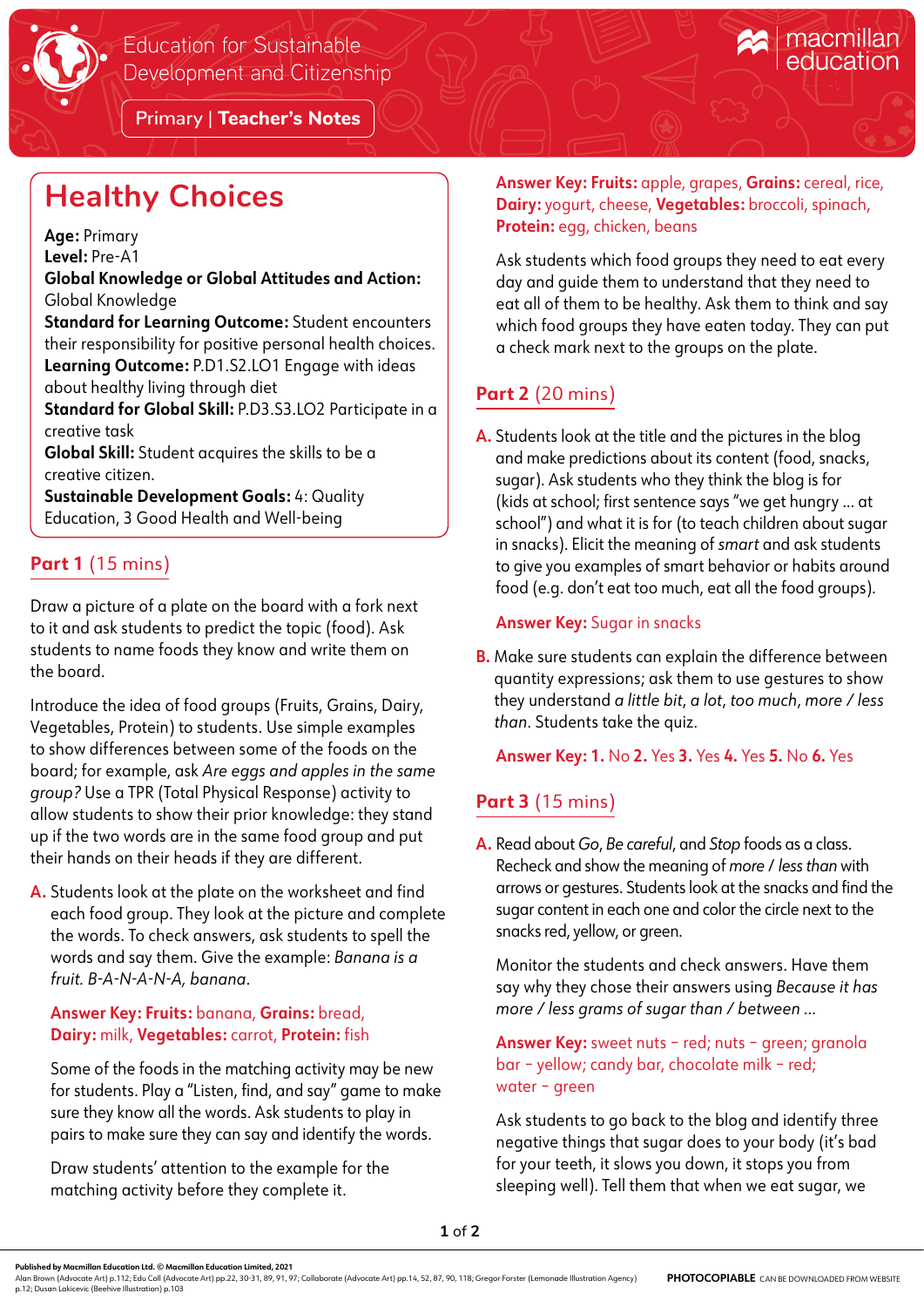Education for Sustainable Development and Citizenship

Primary | **Teacher's Notes**

# Healthy Choices

**Age:** Primary
**Level:** Pre-A1
**Global Knowledge or Global Attitudes and Action:** Global Knowledge
**Standard for Learning Outcome:** Student encounters their responsibility for positive personal health choices.
**Learning Outcome:** P.D1.S2.LO1 Engage with ideas about healthy living through diet
**Standard for Global Skill:** P.D3.S3.LO2 Participate in a creative task
**Global Skill:** Student acquires the skills to be a creative citizen.
**Sustainable Development Goals:** 4: Quality Education, 3 Good Health and Well-being

## Part 1 (15 mins)

Draw a picture of a plate on the board with a fork next to it and ask students to predict the topic (food). Ask students to name foods they know and write them on the board.

Introduce the idea of food groups (Fruits, Grains, Dairy, Vegetables, Protein) to students. Use simple examples to show differences between some of the foods on the board; for example, ask *Are eggs and apples in the same group?* Use a TPR (Total Physical Response) activity to allow students to show their prior knowledge: they stand up if the two words are in the same food group and put their hands on their heads if they are different.

**A.** Students look at the plate on the worksheet and find each food group. They look at the picture and complete the words. To check answers, ask students to spell the words and say them. Give the example: *Banana is a fruit. B-A-N-A-N-A, banana.*

**Answer Key: Fruits:** banana, **Grains:** bread, **Dairy:** milk, **Vegetables:** carrot, **Protein:** fish

Some of the foods in the matching activity may be new for students. Play a "Listen, find, and say" game to make sure they know all the words. Ask students to play in pairs to make sure they can say and identify the words.

Draw students' attention to the example for the matching activity before they complete it.

**Answer Key: Fruits:** apple, grapes, **Grains:** cereal, rice, **Dairy:** yogurt, cheese, **Vegetables:** broccoli, spinach, **Protein:** egg, chicken, beans

Ask students which food groups they need to eat every day and guide them to understand that they need to eat all of them to be healthy. Ask them to think and say which food groups they have eaten today. They can put a check mark next to the groups on the plate.

## Part 2 (20 mins)

**A.** Students look at the title and the pictures in the blog and make predictions about its content (food, snacks, sugar). Ask students who they think the blog is for (kids at school; first sentence says "we get hungry ... at school") and what it is for (to teach children about sugar in snacks). Elicit the meaning of *smart* and ask students to give you examples of smart behavior or habits around food (e.g. don't eat too much, eat all the food groups).

**Answer Key:** Sugar in snacks

**B.** Make sure students can explain the difference between quantity expressions; ask them to use gestures to show they understand *a little bit*, *a lot*, *too much*, *more / less than*. Students take the quiz.

**Answer Key: 1.** No **2.** Yes **3.** Yes **4.** Yes **5.** No **6.** Yes

## Part 3 (15 mins)

**A.** Read about *Go*, *Be careful*, and *Stop* foods as a class. Recheck and show the meaning of *more / less than* with arrows or gestures. Students look at the snacks and find the sugar content in each one and color the circle next to the snacks red, yellow, or green.

Monitor the students and check answers. Have them say why they chose their answers using *Because it has more / less grams of sugar than / between ...*

**Answer Key:** sweet nuts – red; nuts – green; granola bar – yellow; candy bar, chocolate milk – red; water – green

Ask students to go back to the blog and identify three negative things that sugar does to your body (it's bad for your teeth, it slows you down, it stops you from sleeping well). Tell them that when we eat sugar, we

Published by Macmillan Education Ltd. © Macmillan Education Limited, 2021
Alan Brown (Advocate Art) p.112; Edu Coll (Advocate Art) pp.22, 30-31, 89, 91, 97; Collaborate (Advocate Art) pp.14, 52, 87, 90, 118; Gregor Forster (Lemonade Illustration Agency) p.12; Dusan Lakicevic (Beehive Illustration) p.103

PHOTOCOPIABLE CAN BE DOWNLOADED FROM WEBSITE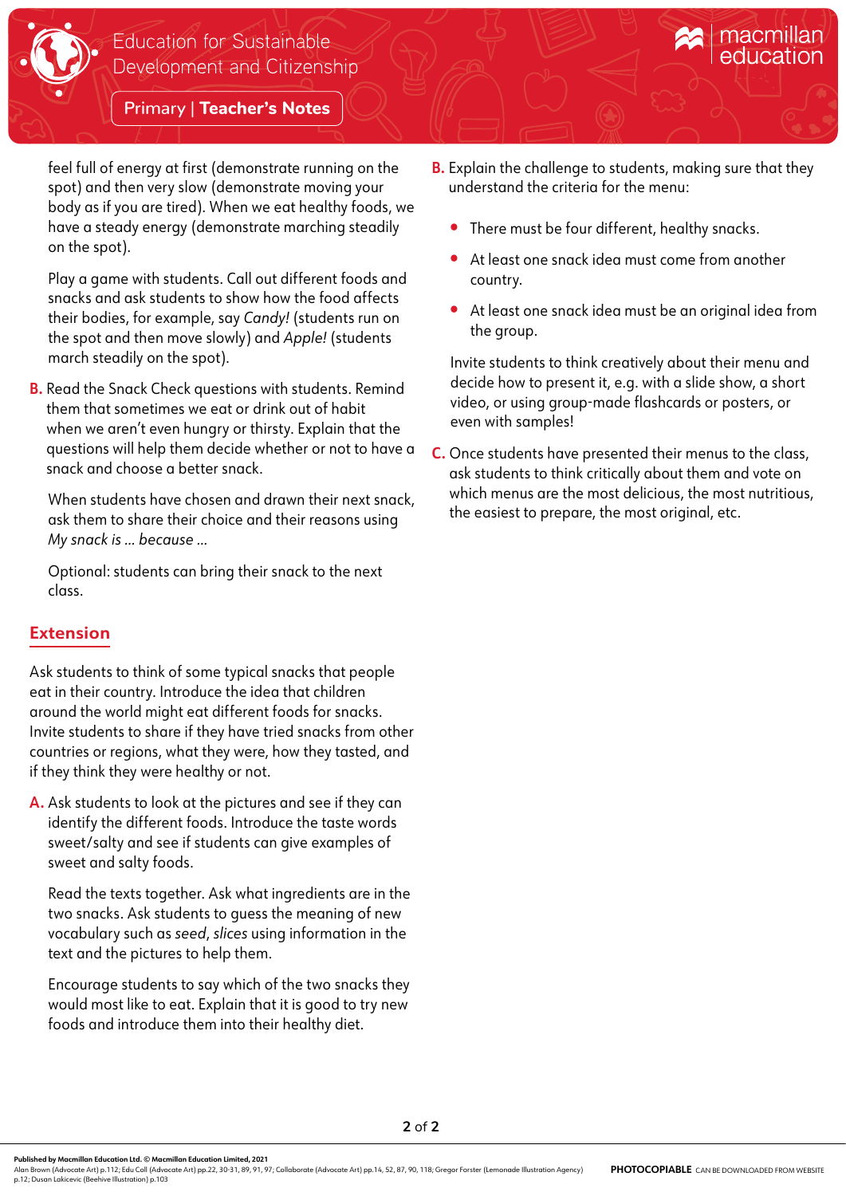feel full of energy at first (demonstrate running on the spot) and then very slow (demonstrate moving your body as if you are tired). When we eat healthy foods, we have a steady energy (demonstrate marching steadily on the spot).

Play a game with students. Call out different foods and snacks and ask students to show how the food affects their bodies, for example, say *Candy!* (students run on the spot and then move slowly) and *Apple!* (students march steadily on the spot).

**B.** Read the Snack Check questions with students. Remind them that sometimes we eat or drink out of habit when we aren't even hungry or thirsty. Explain that the questions will help them decide whether or not to have a snack and choose a better snack.

When students have chosen and drawn their next snack, ask them to share their choice and their reasons using *My snack is … because …*

Optional: students can bring their snack to the next class.

## Extension

Ask students to think of some typical snacks that people eat in their country. Introduce the idea that children around the world might eat different foods for snacks. Invite students to share if they have tried snacks from other countries or regions, what they were, how they tasted, and if they think they were healthy or not.

**A.** Ask students to look at the pictures and see if they can identify the different foods. Introduce the taste words sweet/salty and see if students can give examples of sweet and salty foods.

Read the texts together. Ask what ingredients are in the two snacks. Ask students to guess the meaning of new vocabulary such as *seed*, *slices* using information in the text and the pictures to help them.

Encourage students to say which of the two snacks they would most like to eat. Explain that it is good to try new foods and introduce them into their healthy diet.

**B.** Explain the challenge to students, making sure that they understand the criteria for the menu:

- There must be four different, healthy snacks.
- At least one snack idea must come from another country.
- At least one snack idea must be an original idea from the group.

Invite students to think creatively about their menu and decide how to present it, e.g. with a slide show, a short video, or using group-made flashcards or posters, or even with samples!

**C.** Once students have presented their menus to the class, ask students to think critically about them and vote on which menus are the most delicious, the most nutritious, the easiest to prepare, the most original, etc.